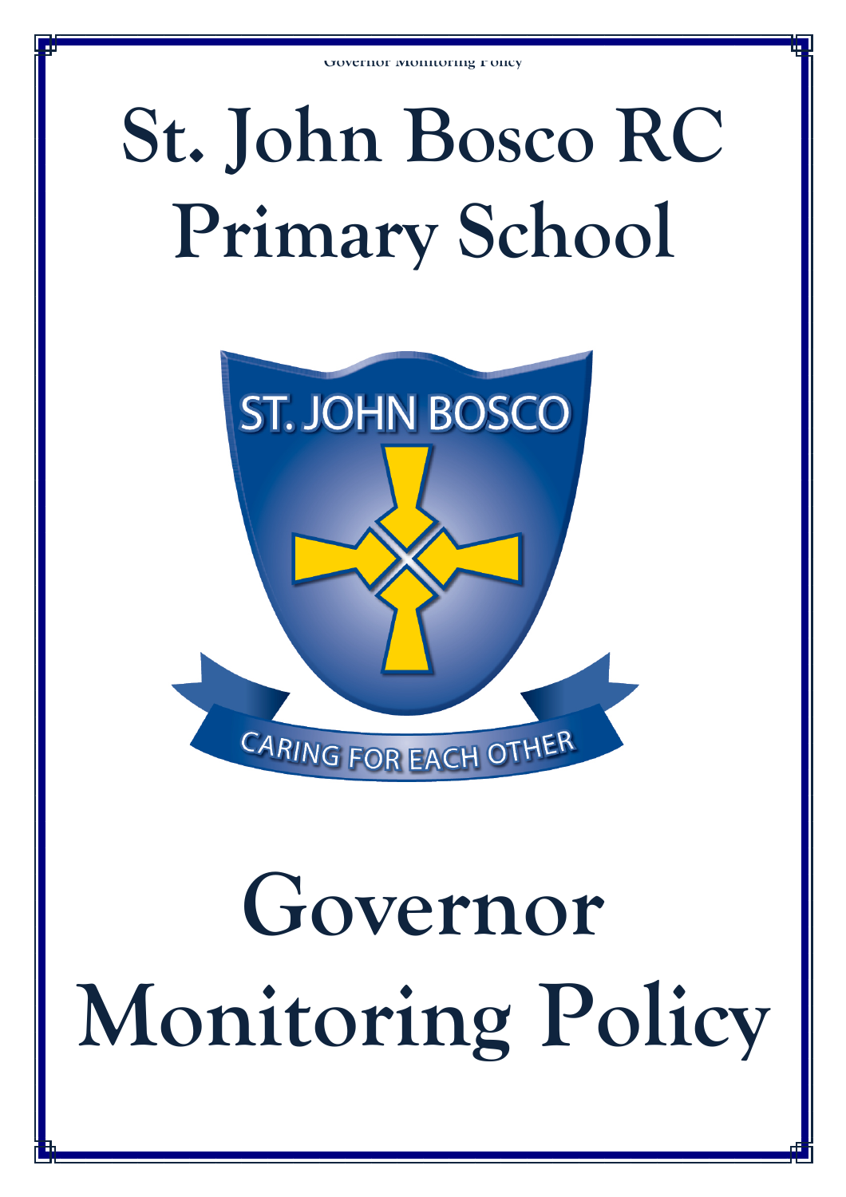# St. John Bosco RC Primary School

ST. JOHN BOSCO

CARING FOR EACH OTHER

# Governor Monitoring Policy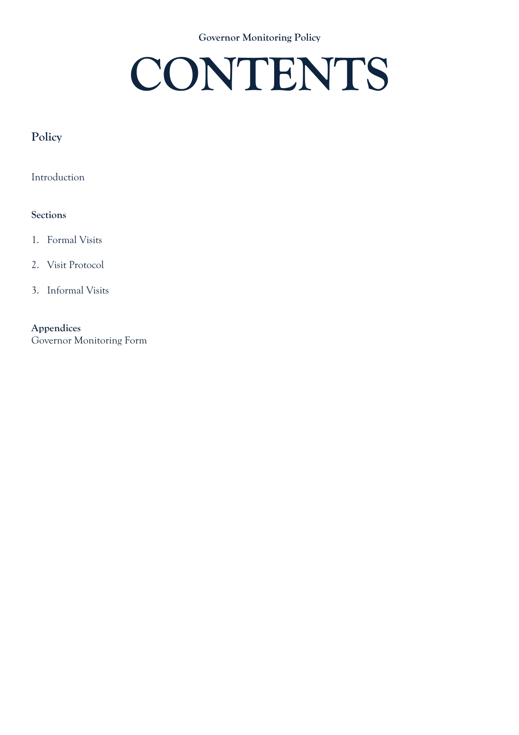# CONTENTS

## Policy

Introduction

**Sections**

1. Formal Visits
2. Visit Protocol
3. Informal Visits

**Appendices**
Governor Monitoring Form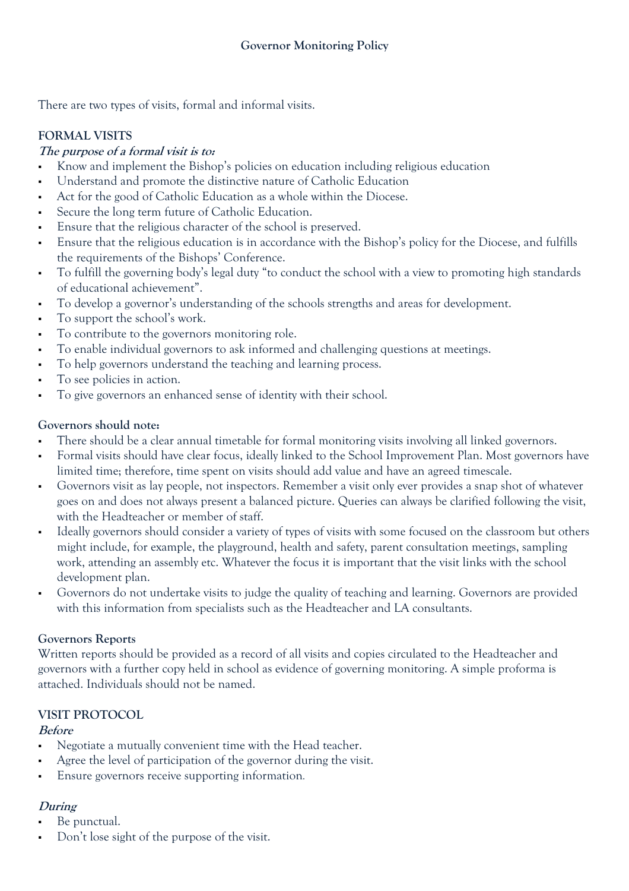# Governor Monitoring Policy

There are two types of visits, formal and informal visits.

## FORMAL VISITS

***The purpose of a formal visit is to:***

- Know and implement the Bishop's policies on education including religious education
- Understand and promote the distinctive nature of Catholic Education
- Act for the good of Catholic Education as a whole within the Diocese.
- Secure the long term future of Catholic Education.
- Ensure that the religious character of the school is preserved.
- Ensure that the religious education is in accordance with the Bishop's policy for the Diocese, and fulfills the requirements of the Bishops' Conference.
- To fulfill the governing body's legal duty "to conduct the school with a view to promoting high standards of educational achievement".
- To develop a governor's understanding of the schools strengths and areas for development.
- To support the school's work.
- To contribute to the governors monitoring role.
- To enable individual governors to ask informed and challenging questions at meetings.
- To help governors understand the teaching and learning process.
- To see policies in action.
- To give governors an enhanced sense of identity with their school.

**Governors should note:**

- There should be a clear annual timetable for formal monitoring visits involving all linked governors.
- Formal visits should have clear focus, ideally linked to the School Improvement Plan. Most governors have limited time; therefore, time spent on visits should add value and have an agreed timescale.
- Governors visit as lay people, not inspectors. Remember a visit only ever provides a snap shot of whatever goes on and does not always present a balanced picture. Queries can always be clarified following the visit, with the Headteacher or member of staff.
- Ideally governors should consider a variety of types of visits with some focused on the classroom but others might include, for example, the playground, health and safety, parent consultation meetings, sampling work, attending an assembly etc. Whatever the focus it is important that the visit links with the school development plan.
- Governors do not undertake visits to judge the quality of teaching and learning. Governors are provided with this information from specialists such as the Headteacher and LA consultants.

**Governors Reports**

Written reports should be provided as a record of all visits and copies circulated to the Headteacher and governors with a further copy held in school as evidence of governing monitoring. A simple proforma is attached. Individuals should not be named.

## VISIT PROTOCOL

***Before***

- Negotiate a mutually convenient time with the Head teacher.
- Agree the level of participation of the governor during the visit.
- Ensure governors receive supporting information.

***During***

- Be punctual.
- Don't lose sight of the purpose of the visit.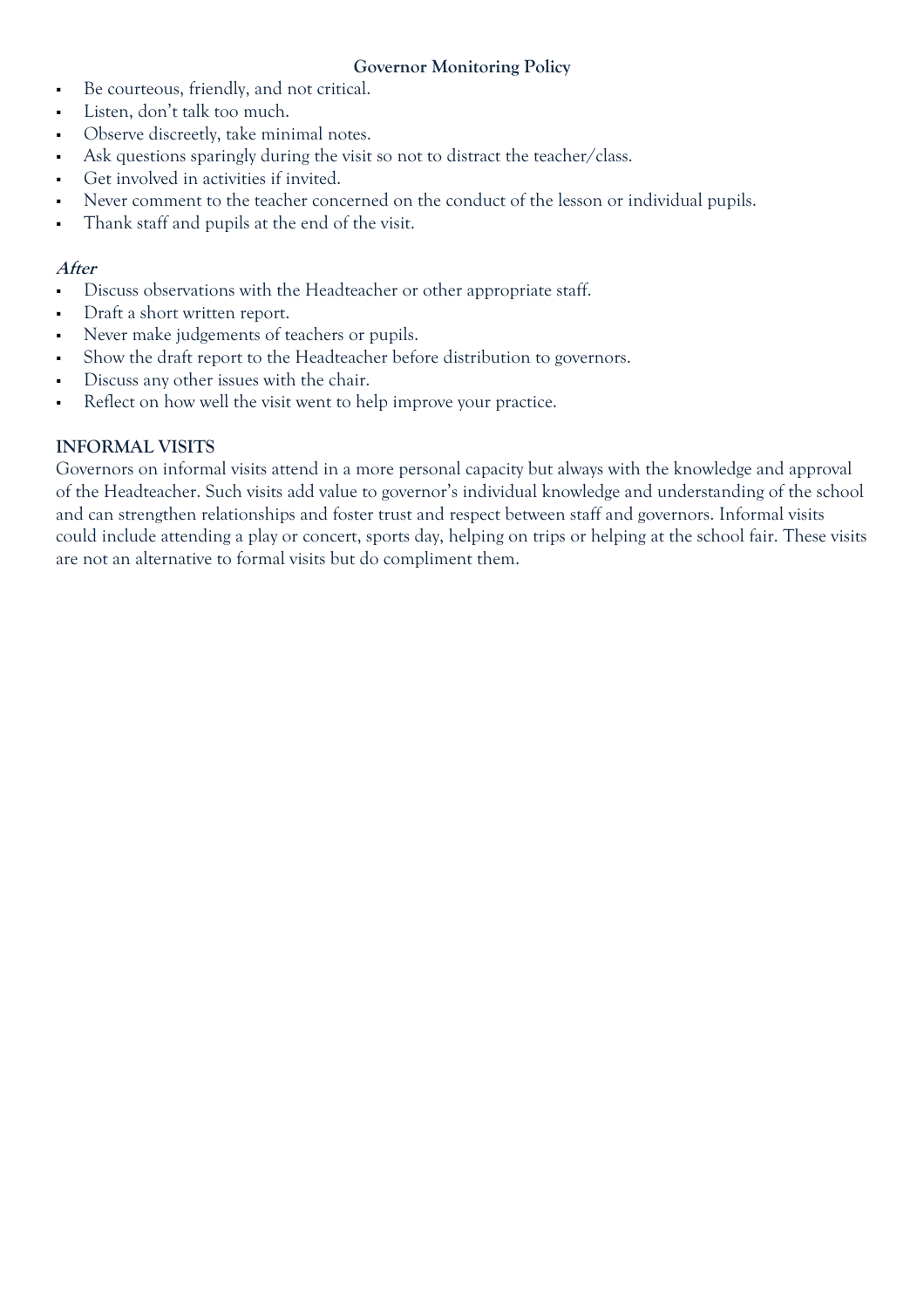- Be courteous, friendly, and not critical.
- Listen, don't talk too much.
- Observe discreetly, take minimal notes.
- Ask questions sparingly during the visit so not to distract the teacher/class.
- Get involved in activities if invited.
- Never comment to the teacher concerned on the conduct of the lesson or individual pupils.
- Thank staff and pupils at the end of the visit.

***After***

- Discuss observations with the Headteacher or other appropriate staff.
- Draft a short written report.
- Never make judgements of teachers or pupils.
- Show the draft report to the Headteacher before distribution to governors.
- Discuss any other issues with the chair.
- Reflect on how well the visit went to help improve your practice.

**INFORMAL VISITS**

Governors on informal visits attend in a more personal capacity but always with the knowledge and approval of the Headteacher. Such visits add value to governor's individual knowledge and understanding of the school and can strengthen relationships and foster trust and respect between staff and governors. Informal visits could include attending a play or concert, sports day, helping on trips or helping at the school fair. These visits are not an alternative to formal visits but do compliment them.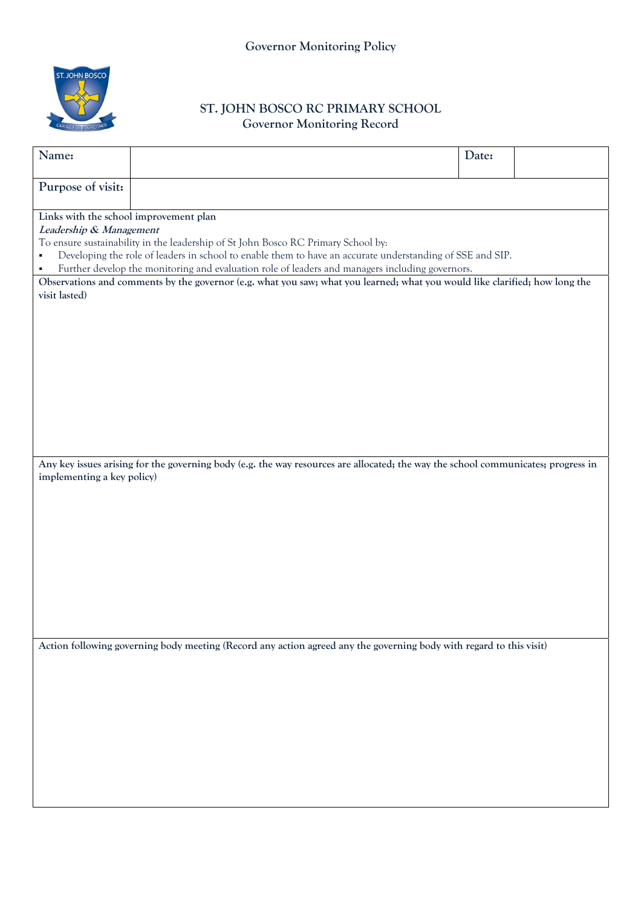Governor Monitoring Policy

## ST. JOHN BOSCO RC PRIMARY SCHOOL
### Governor Monitoring Record

| | | | |
|---|---|---|---|
| **Name:** | | **Date:** | |
| **Purpose of visit:** | | | |

**Links with the school improvement plan**

***Leadership & Management***

To ensure sustainability in the leadership of St John Bosco RC Primary School by:

- Developing the role of leaders in school to enable them to have an accurate understanding of SSE and SIP.
- Further develop the monitoring and evaluation role of leaders and managers including governors.

**Observations and comments by the governor (e.g. what you saw; what you learned; what you would like clarified; how long the visit lasted)**

**Any key issues arising for the governing body (e.g. the way resources are allocated; the way the school communicates; progress in implementing a key policy)**

**Action following governing body meeting (Record any action agreed any the governing body with regard to this visit)**